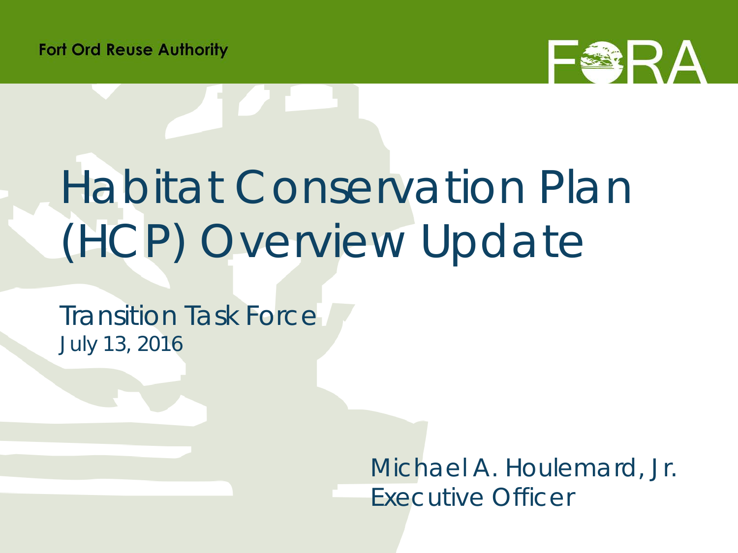Fort Ord Reuse Authority

# Habitat Conservation Plan (HCP) Overview Update

Transition Task Force

July 13, 2016

Michael A. Houlemard, Jr.
Executive Officer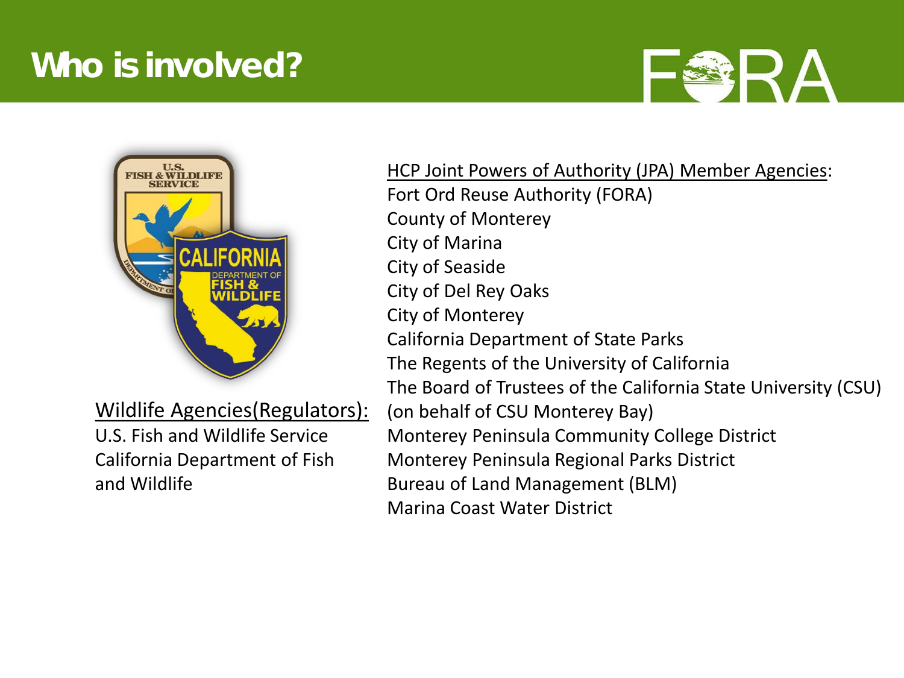# Who is involved?

Wildlife Agencies(Regulators):

U.S. Fish and Wildlife Service
California Department of Fish and Wildlife

HCP Joint Powers of Authority (JPA) Member Agencies:

Fort Ord Reuse Authority (FORA)
County of Monterey
City of Marina
City of Seaside
City of Del Rey Oaks
City of Monterey
California Department of State Parks
The Regents of the University of California
The Board of Trustees of the California State University (CSU) (on behalf of CSU Monterey Bay)
Monterey Peninsula Community College District
Monterey Peninsula Regional Parks District
Bureau of Land Management (BLM)
Marina Coast Water District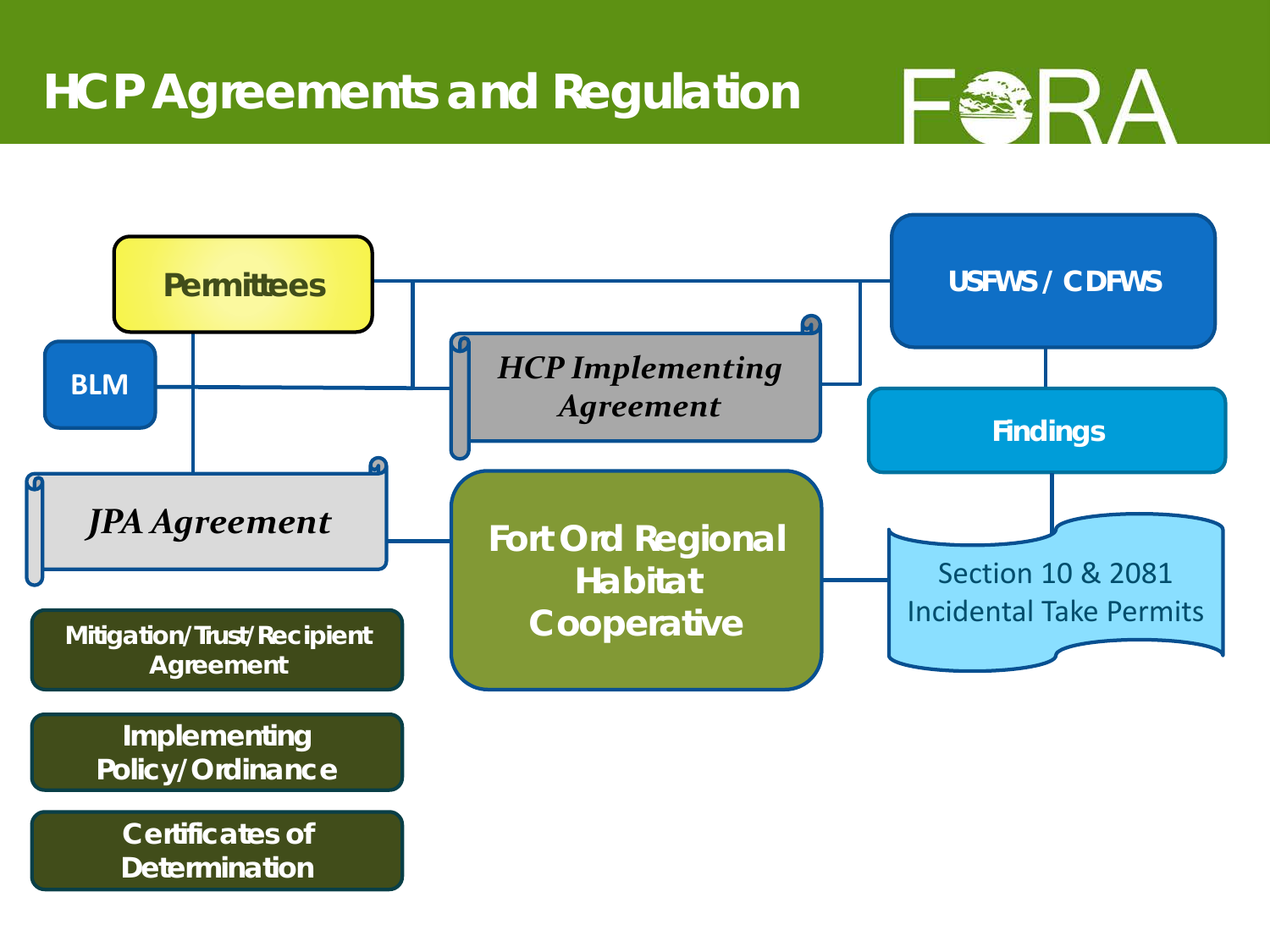# HCP Agreements and Regulation

Permittees

BLM

USFWS / CDFWS

*HCP Implementing Agreement*

Findings

*JPA Agreement*

Fort Ord Regional Habitat Cooperative

Section 10 & 2081 Incidental Take Permits

Mitigation/Trust/Recipient Agreement

Implementing Policy/Ordinance

Certificates of Determination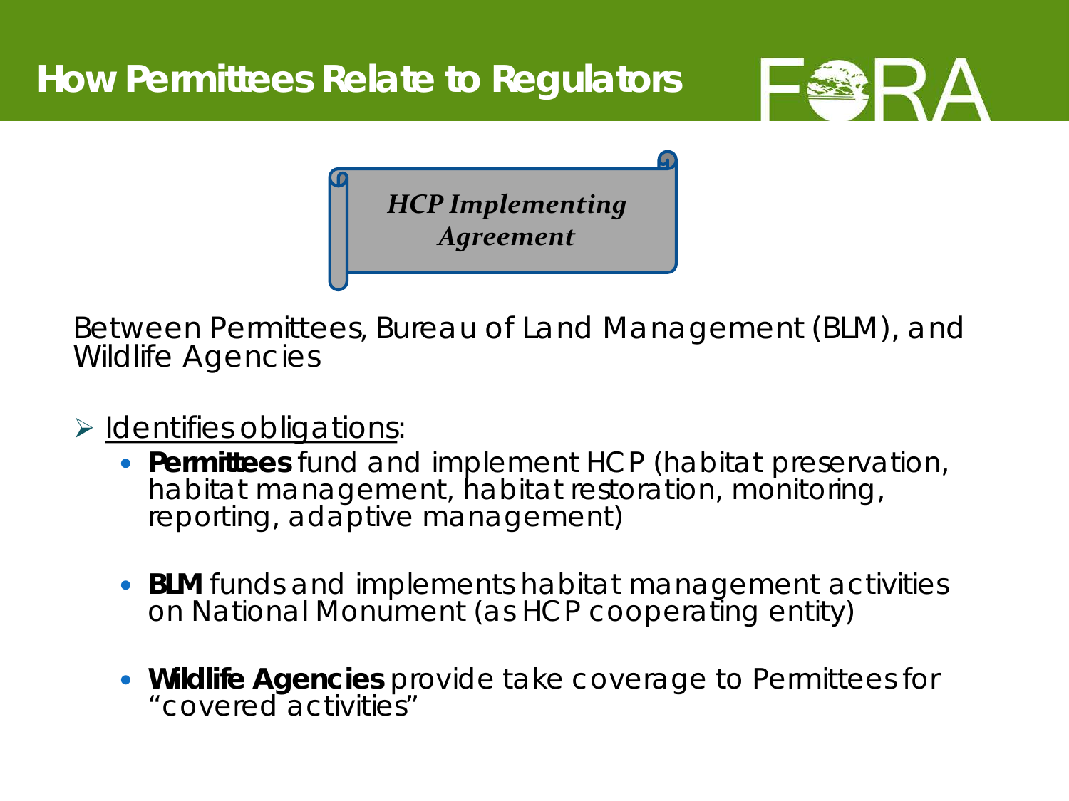# How Permittees Relate to Regulators

***HCP Implementing Agreement***

Between Permittees, Bureau of Land Management (BLM), and Wildlife Agencies

- Identifies obligations:
  - **Permittees** fund and implement HCP (habitat preservation, habitat management, habitat restoration, monitoring, reporting, adaptive management)
  - **BLM** funds and implements habitat management activities on National Monument (as HCP cooperating entity)
  - **Wildlife Agencies** provide take coverage to Permittees for "covered activities"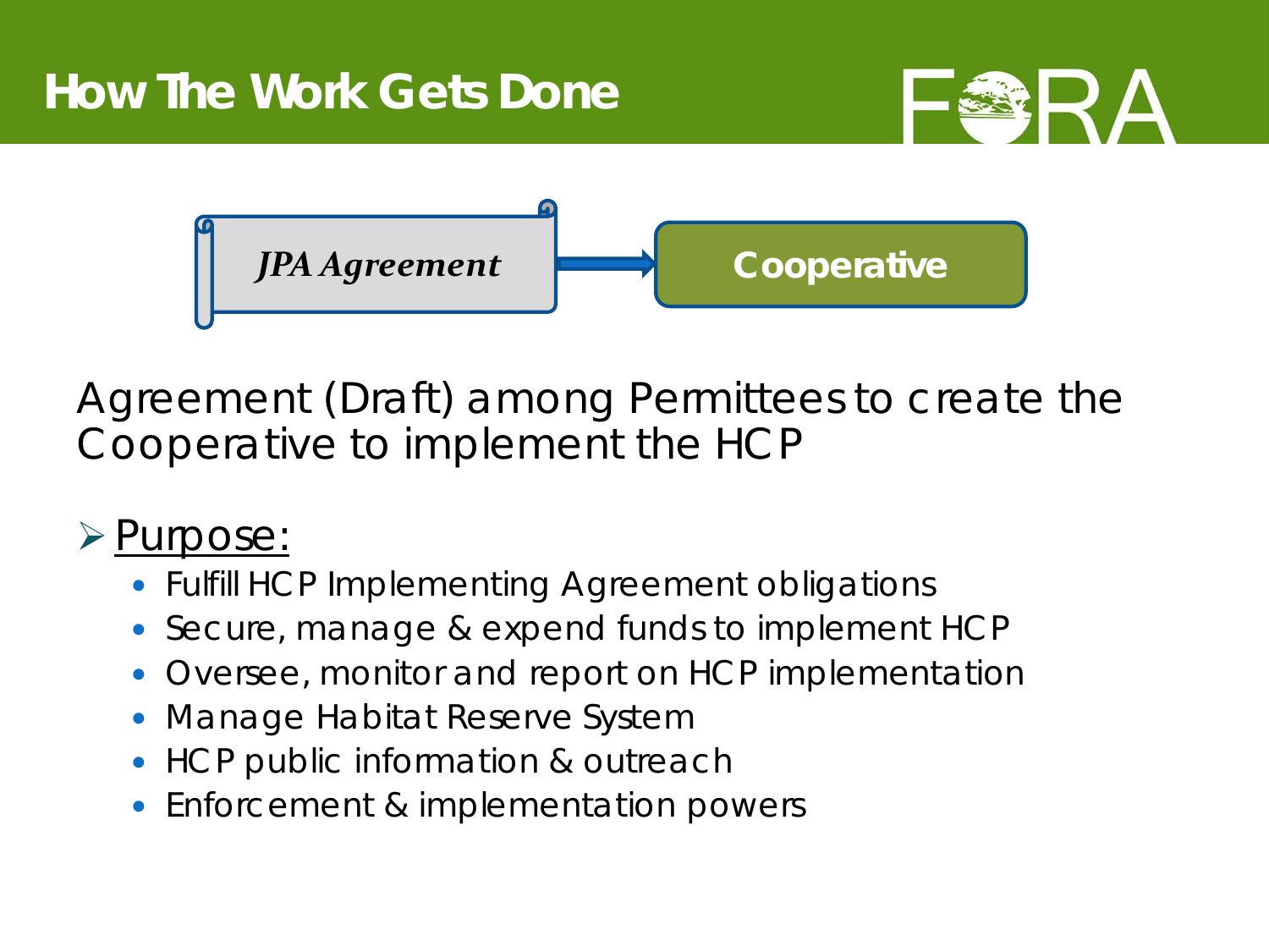# How The Work Gets Done

*JPA Agreement* → **Cooperative**

Agreement (Draft) among Permittees to create the Cooperative to implement the HCP

- Purpose:
  - Fulfill HCP Implementing Agreement obligations
  - Secure, manage & expend funds to implement HCP
  - Oversee, monitor and report on HCP implementation
  - Manage Habitat Reserve System
  - HCP public information & outreach
  - Enforcement & implementation powers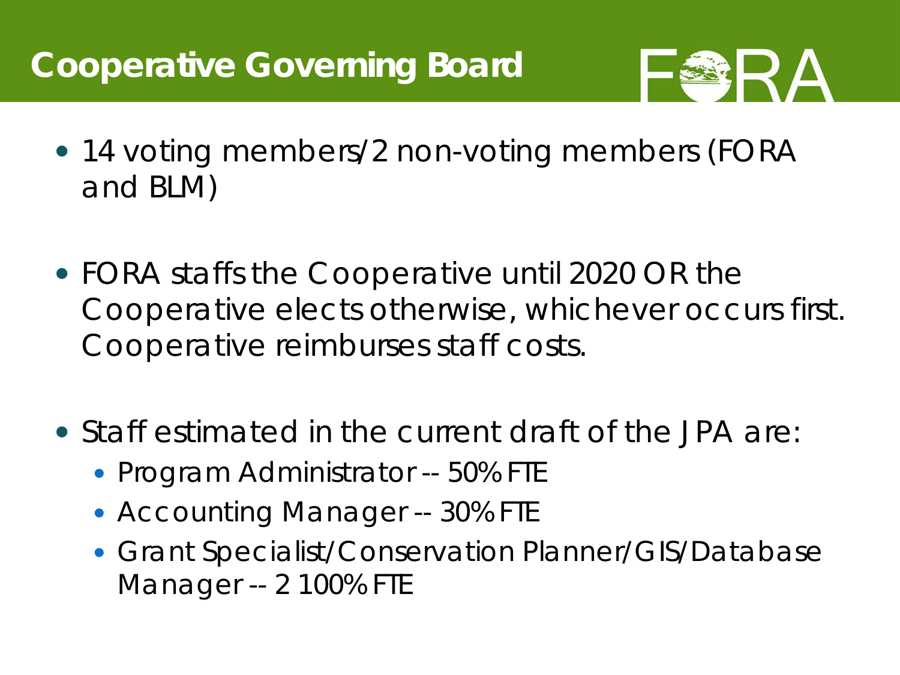# Cooperative Governing Board

- 14 voting members/2 non-voting members (FORA and BLM)

- FORA staffs the Cooperative until 2020 OR the Cooperative elects otherwise, whichever occurs first. Cooperative reimburses staff costs.

- Staff estimated in the current draft of the JPA are:
  - Program Administrator -- 50% FTE
  - Accounting Manager -- 30% FTE
  - Grant Specialist/Conservation Planner/GIS/Database Manager -- 2 100% FTE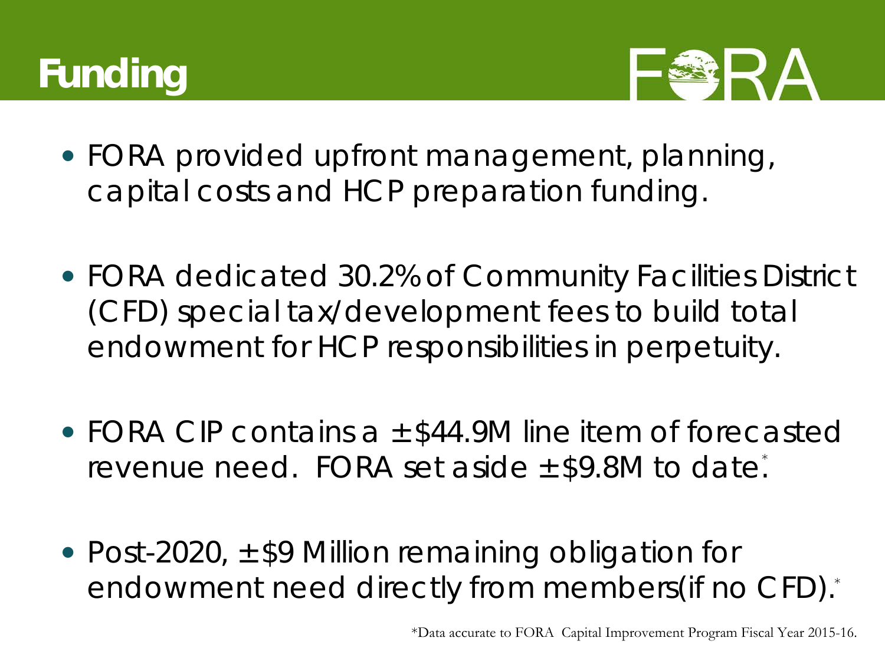# Funding

- FORA provided upfront management, planning, capital costs and HCP preparation funding.
- FORA dedicated 30.2% of Community Facilities District (CFD) special tax/development fees to build total endowment for HCP responsibilities in perpetuity.
- FORA CIP contains a ±$44.9M line item of forecasted revenue need. FORA set aside ±$9.8M to date.*
- Post-2020, ±$9 Million remaining obligation for endowment need directly from members(if no CFD).*

*Data accurate to FORA Capital Improvement Program Fiscal Year 2015-16.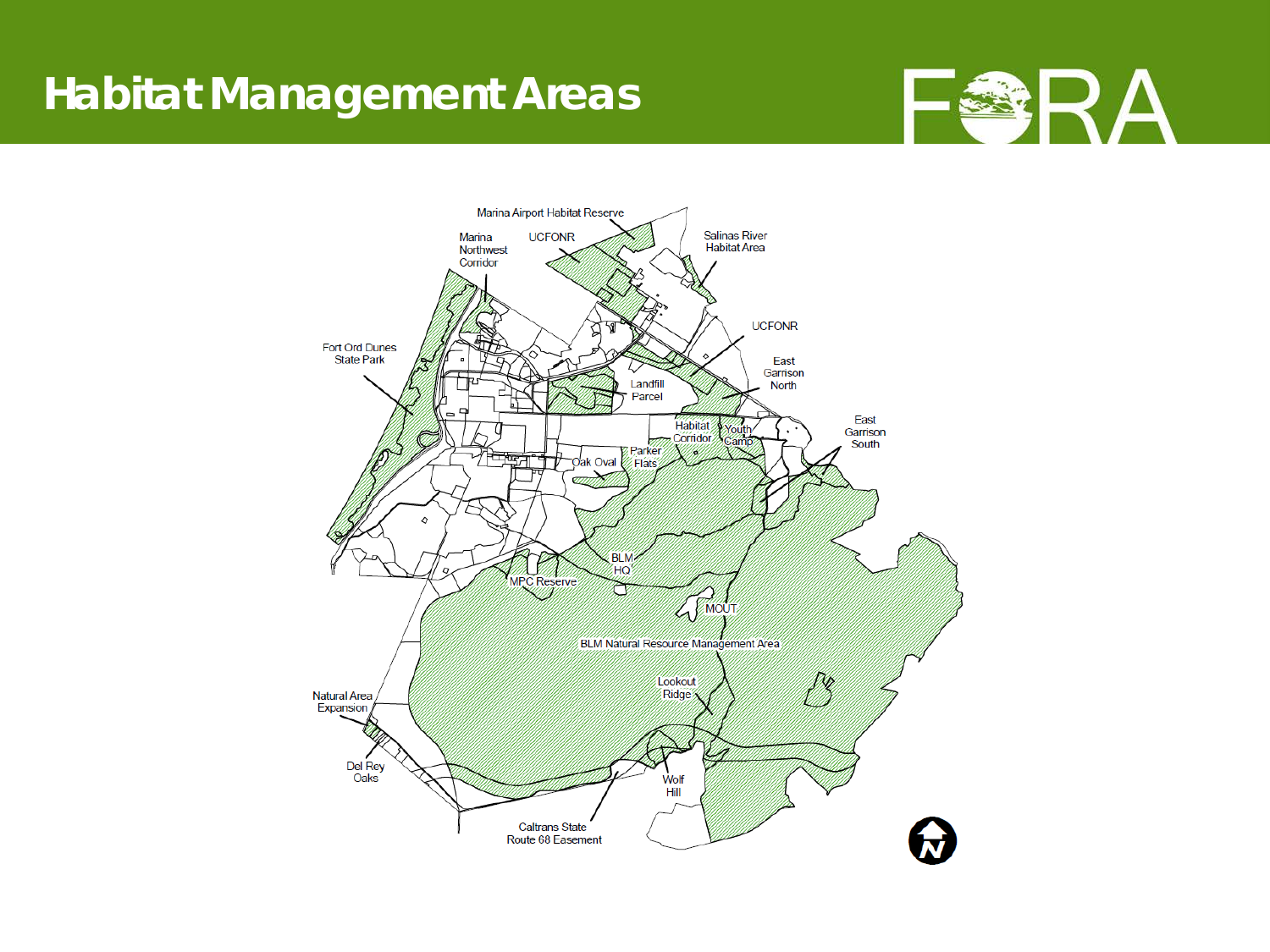# Habitat Management Areas

FORA

Marina Airport Habitat Reserve

Marina Northwest Corridor

UCFONR

Salinas River Habitat Area

UCFONR

Fort Ord Dunes State Park

East Garrison North

Landfill Parcel

East Garrison South

Habitat Corridor

Youth Camp

Parker Flats

Oak Oval

BLM HQ

MPC Reserve

MOUT

BLM Natural Resource Management Area

Lookout Ridge

Natural Area Expansion

Del Rey Oaks

Wolf Hill

Caltrans State Route 68 Easement

N